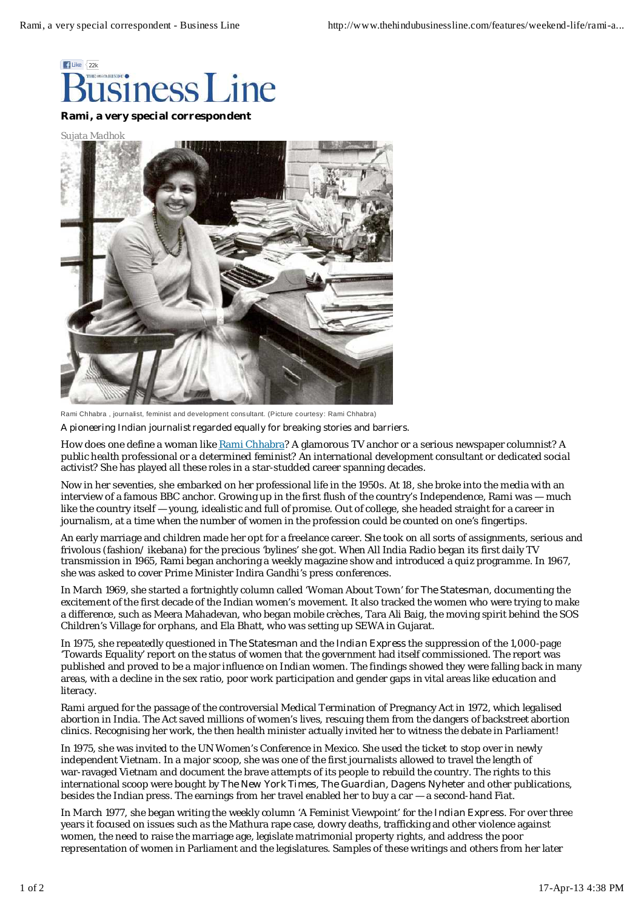# Rami, a very special correspondent

Sujata Madhok

Rami Chhabra , journalist, feminist and development consultant. (Picture courtesy: Rami Chhabra)

A pioneering Indian journalist regarded equally for breaking stories and barriers.

How does one define a woman like Rami Chhabra? A glamorous TV anchor or a serious newspaper columnist? A public health professional or a determined feminist? An international development consultant or dedicated social activist? She has played all these roles in a star-studded career spanning decades.

Now in her seventies, she embarked on her professional life in the 1950s. At 18, she broke into the media with an interview of a famous BBC anchor. Growing up in the first flush of the country's Independence, Rami was — much like the country itself — young, idealistic and full of promise. Out of college, she headed straight for a career in journalism, at a time when the number of women in the profession could be counted on one's fingertips.

An early marriage and children made her opt for a freelance career. She took on all sorts of assignments, serious and frivolous (fashion/ ikebana) for the precious 'bylines' she got. When All India Radio began its first daily TV transmission in 1965, Rami began anchoring a weekly magazine show and introduced a quiz programme. In 1967, she was asked to cover Prime Minister Indira Gandhi's press conferences.

In March 1969, she started a fortnightly column called 'Woman About Town' for *The Statesman*, documenting the excitement of the first decade of the Indian women's movement. It also tracked the women who were trying to make a difference, such as Meera Mahadevan, who began mobile crèches, Tara Ali Baig, the moving spirit behind the SOS Children's Village for orphans, and Ela Bhatt, who was setting up SEWA in Gujarat.

In 1975, she repeatedly questioned in *The Statesman* and the *Indian Express* the suppression of the 1,000-page 'Towards Equality' report on the status of women that the government had itself commissioned. The report was published and proved to be a major influence on Indian women. The findings showed they were falling back in many areas, with a decline in the sex ratio, poor work participation and gender gaps in vital areas like education and literacy.

Rami argued for the passage of the controversial Medical Termination of Pregnancy Act in 1972, which legalised abortion in India. The Act saved millions of women's lives, rescuing them from the dangers of backstreet abortion clinics. Recognising her work, the then health minister actually invited her to witness the debate in Parliament!

In 1975, she was invited to the UN Women's Conference in Mexico. She used the ticket to stop over in newly independent Vietnam. In a major scoop, she was one of the first journalists allowed to travel the length of war-ravaged Vietnam and document the brave attempts of its people to rebuild the country. The rights to this international scoop were bought by *The New York Times*, *The Guardian*, *Dagens Nyheter* and other publications, besides the Indian press. The earnings from her travel enabled her to buy a car — a second-hand Fiat.

In March 1977, she began writing the weekly column 'A Feminist Viewpoint' for the *Indian Express*. For over three years it focused on issues such as the Mathura rape case, dowry deaths, trafficking and other violence against women, the need to raise the marriage age, legislate matrimonial property rights, and address the poor representation of women in Parliament and the legislatures. Samples of these writings and others from her later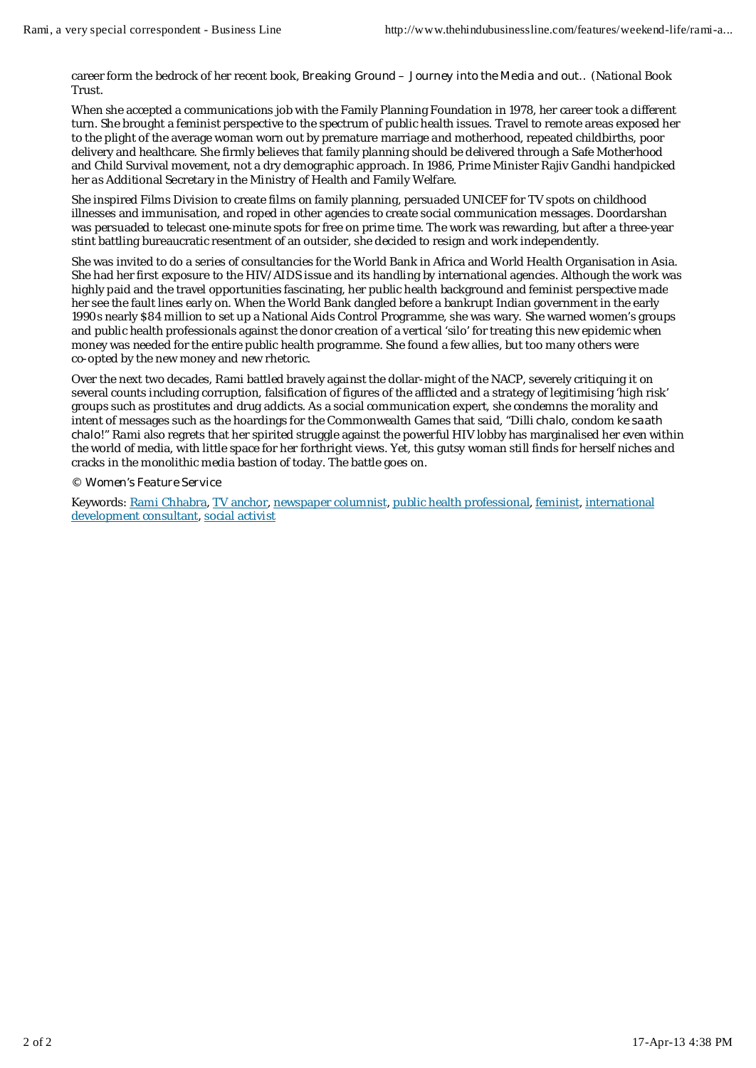career form the bedrock of her recent book, *Breaking Ground – Journey into the Media and out..* (National Book Trust.

When she accepted a communications job with the Family Planning Foundation in 1978, her career took a different turn. She brought a feminist perspective to the spectrum of public health issues. Travel to remote areas exposed her to the plight of the average woman worn out by premature marriage and motherhood, repeated childbirths, poor delivery and healthcare. She firmly believes that family planning should be delivered through a Safe Motherhood and Child Survival movement, not a dry demographic approach. In 1986, Prime Minister Rajiv Gandhi handpicked her as Additional Secretary in the Ministry of Health and Family Welfare.

She inspired Films Division to create films on family planning, persuaded UNICEF for TV spots on childhood illnesses and immunisation, and roped in other agencies to create social communication messages. Doordarshan was persuaded to telecast one-minute spots for free on prime time. The work was rewarding, but after a three-year stint battling bureaucratic resentment of an outsider, she decided to resign and work independently.

She was invited to do a series of consultancies for the World Bank in Africa and World Health Organisation in Asia. She had her first exposure to the HIV/AIDS issue and its handling by international agencies. Although the work was highly paid and the travel opportunities fascinating, her public health background and feminist perspective made her see the fault lines early on. When the World Bank dangled before a bankrupt Indian government in the early 1990s nearly $84 million to set up a National Aids Control Programme, she was wary. She warned women's groups and public health professionals against the donor creation of a vertical 'silo' for treating this new epidemic when money was needed for the entire public health programme. She found a few allies, but too many others were co-opted by the new money and new rhetoric.

Over the next two decades, Rami battled bravely against the dollar-might of the NACP, severely critiquing it on several counts including corruption, falsification of figures of the afflicted and a strategy of legitimising 'high risk' groups such as prostitutes and drug addicts. As a social communication expert, she condemns the morality and intent of messages such as the hoardings for the Commonwealth Games that said, "Dilli *chalo*, condom *ke saath chalo*!" Rami also regrets that her spirited struggle against the powerful HIV lobby has marginalised her even within the world of media, with little space for her forthright views. Yet, this gutsy woman still finds for herself niches and cracks in the monolithic media bastion of today. The battle goes on.

*© Women's Feature Service*

Keywords: Rami Chhabra, TV anchor, newspaper columnist, public health professional, feminist, international development consultant, social activist